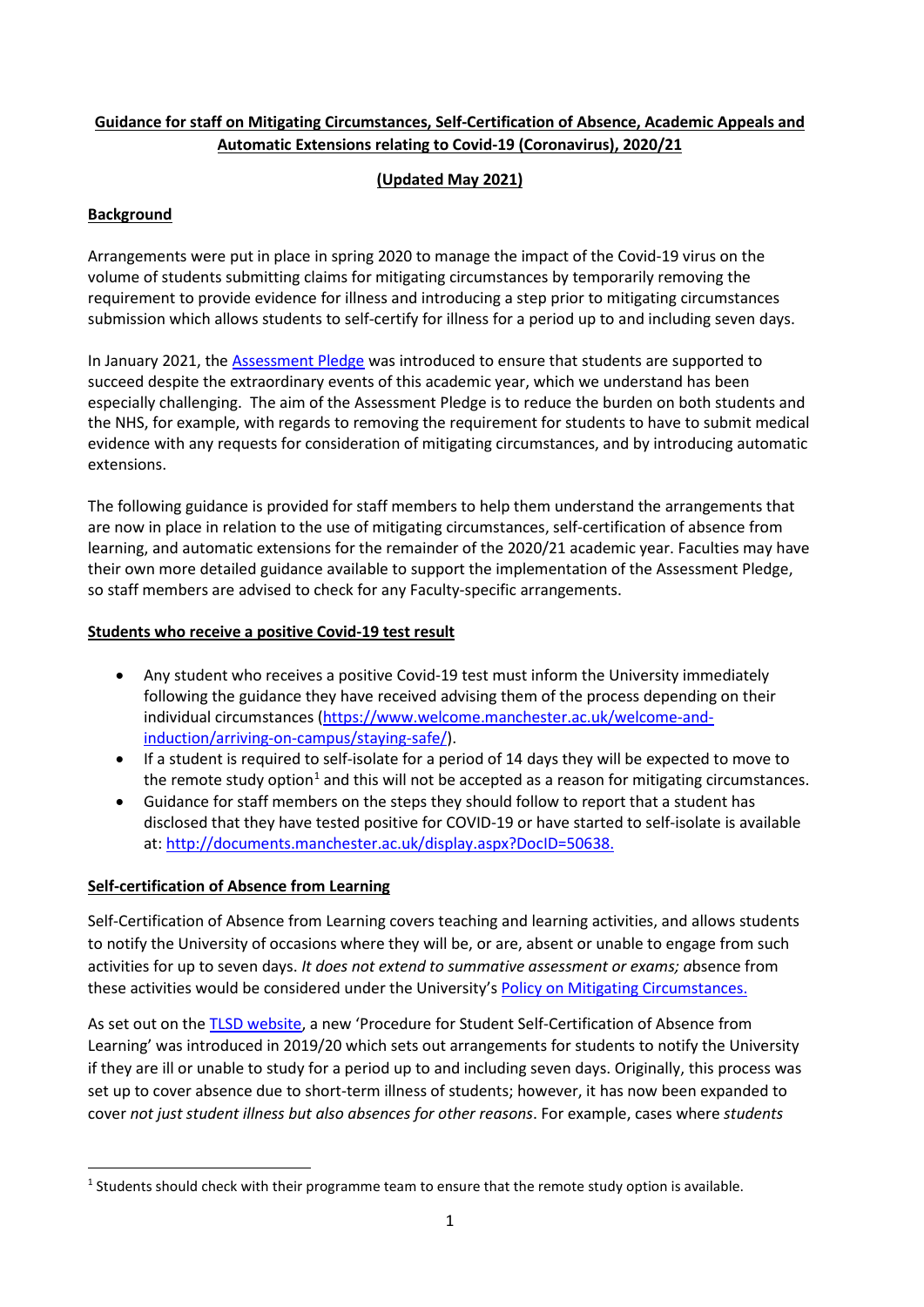**Guidance for staff on Mitigating Circumstances, Self-Certification of Absence, Academic Appeals and Automatic Extensions relating to Covid-19 (Coronavirus), 2020/21**

**(Updated May 2021)**

## Background

Arrangements were put in place in spring 2020 to manage the impact of the Covid-19 virus on the volume of students submitting claims for mitigating circumstances by temporarily removing the requirement to provide evidence for illness and introducing a step prior to mitigating circumstances submission which allows students to self-certify for illness for a period up to and including seven days.

In January 2021, the Assessment Pledge was introduced to ensure that students are supported to succeed despite the extraordinary events of this academic year, which we understand has been especially challenging. The aim of the Assessment Pledge is to reduce the burden on both students and the NHS, for example, with regards to removing the requirement for students to have to submit medical evidence with any requests for consideration of mitigating circumstances, and by introducing automatic extensions.

The following guidance is provided for staff members to help them understand the arrangements that are now in place in relation to the use of mitigating circumstances, self-certification of absence from learning, and automatic extensions for the remainder of the 2020/21 academic year. Faculties may have their own more detailed guidance available to support the implementation of the Assessment Pledge, so staff members are advised to check for any Faculty-specific arrangements.

## Students who receive a positive Covid-19 test result

- Any student who receives a positive Covid-19 test must inform the University immediately following the guidance they have received advising them of the process depending on their individual circumstances (https://www.welcome.manchester.ac.uk/welcome-and-induction/arriving-on-campus/staying-safe/).
- If a student is required to self-isolate for a period of 14 days they will be expected to move to the remote study option[1] and this will not be accepted as a reason for mitigating circumstances.
- Guidance for staff members on the steps they should follow to report that a student has disclosed that they have tested positive for COVID-19 or have started to self-isolate is available at: http://documents.manchester.ac.uk/display.aspx?DocID=50638.

## Self-certification of Absence from Learning

Self-Certification of Absence from Learning covers teaching and learning activities, and allows students to notify the University of occasions where they will be, or are, absent or unable to engage from such activities for up to seven days. *It does not extend to summative assessment or exams; a*bsence from these activities would be considered under the University's Policy on Mitigating Circumstances.

As set out on the TLSD website, a new 'Procedure for Student Self-Certification of Absence from Learning' was introduced in 2019/20 which sets out arrangements for students to notify the University if they are ill or unable to study for a period up to and including seven days. Originally, this process was set up to cover absence due to short-term illness of students; however, it has now been expanded to cover *not just student illness but also absences for other reasons*. For example, cases where *students*

[1] Students should check with their programme team to ensure that the remote study option is available.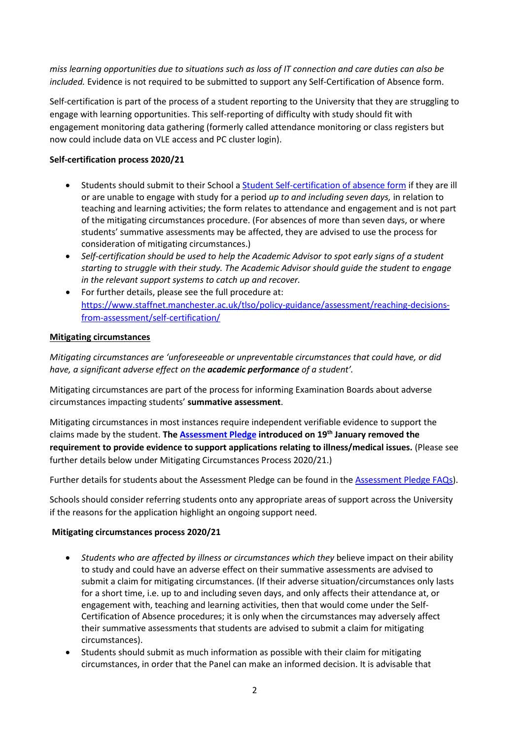*miss learning opportunities due to situations such as loss of IT connection and care duties can also be included.* Evidence is not required to be submitted to support any Self-Certification of Absence form.

Self-certification is part of the process of a student reporting to the University that they are struggling to engage with learning opportunities. This self-reporting of difficulty with study should fit with engagement monitoring data gathering (formerly called attendance monitoring or class registers but now could include data on VLE access and PC cluster login).

**Self-certification process 2020/21**

- Students should submit to their School a [Student Self-certification of absence form](#) if they are ill or are unable to engage with study for a period *up to and including seven days,* in relation to teaching and learning activities; the form relates to attendance and engagement and is not part of the mitigating circumstances procedure. (For absences of more than seven days, or where students' summative assessments may be affected, they are advised to use the process for consideration of mitigating circumstances.)
- *Self-certification should be used to help the Academic Advisor to spot early signs of a student starting to struggle with their study. The Academic Advisor should guide the student to engage in the relevant support systems to catch up and recover.*
- For further details, please see the full procedure at: [https://www.staffnet.manchester.ac.uk/tlso/policy-guidance/assessment/reaching-decisions-from-assessment/self-certification/](https://www.staffnet.manchester.ac.uk/tlso/policy-guidance/assessment/reaching-decisions-from-assessment/self-certification/)

**Mitigating circumstances**

*Mitigating circumstances are 'unforeseeable or unpreventable circumstances that could have, or did have, a significant adverse effect on the **academic performance** of a student'.*

Mitigating circumstances are part of the process for informing Examination Boards about adverse circumstances impacting students' **summative assessment**.

Mitigating circumstances in most instances require independent verifiable evidence to support the claims made by the student. **The [Assessment Pledge](#) introduced on 19th January removed the requirement to provide evidence to support applications relating to illness/medical issues.** (Please see further details below under Mitigating Circumstances Process 2020/21.)

Further details for students about the Assessment Pledge can be found in the [Assessment Pledge FAQs](#)).

Schools should consider referring students onto any appropriate areas of support across the University if the reasons for the application highlight an ongoing support need.

**Mitigating circumstances process 2020/21**

- *Students who are affected by illness or circumstances which they* believe impact on their ability to study and could have an adverse effect on their summative assessments are advised to submit a claim for mitigating circumstances. (If their adverse situation/circumstances only lasts for a short time, i.e. up to and including seven days, and only affects their attendance at, or engagement with, teaching and learning activities, then that would come under the Self-Certification of Absence procedures; it is only when the circumstances may adversely affect their summative assessments that students are advised to submit a claim for mitigating circumstances).
- Students should submit as much information as possible with their claim for mitigating circumstances, in order that the Panel can make an informed decision. It is advisable that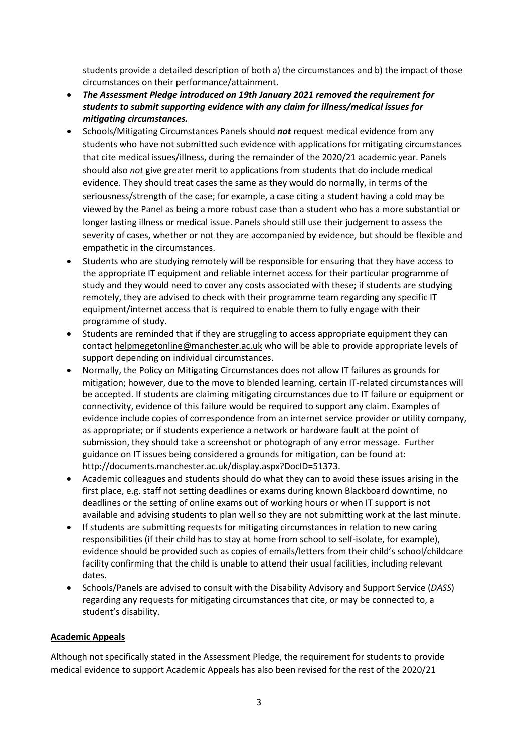students provide a detailed description of both a) the circumstances and b) the impact of those circumstances on their performance/attainment.

- ***The Assessment Pledge introduced on 19th January 2021 removed the requirement for students to submit supporting evidence with any claim for illness/medical issues for mitigating circumstances.***
- Schools/Mitigating Circumstances Panels should ***not*** request medical evidence from any students who have not submitted such evidence with applications for mitigating circumstances that cite medical issues/illness, during the remainder of the 2020/21 academic year. Panels should also *not* give greater merit to applications from students that do include medical evidence. They should treat cases the same as they would do normally, in terms of the seriousness/strength of the case; for example, a case citing a student having a cold may be viewed by the Panel as being a more robust case than a student who has a more substantial or longer lasting illness or medical issue. Panels should still use their judgement to assess the severity of cases, whether or not they are accompanied by evidence, but should be flexible and empathetic in the circumstances.
- Students who are studying remotely will be responsible for ensuring that they have access to the appropriate IT equipment and reliable internet access for their particular programme of study and they would need to cover any costs associated with these; if students are studying remotely, they are advised to check with their programme team regarding any specific IT equipment/internet access that is required to enable them to fully engage with their programme of study.
- Students are reminded that if they are struggling to access appropriate equipment they can contact helpmegetonline@manchester.ac.uk who will be able to provide appropriate levels of support depending on individual circumstances.
- Normally, the Policy on Mitigating Circumstances does not allow IT failures as grounds for mitigation; however, due to the move to blended learning, certain IT-related circumstances will be accepted. If students are claiming mitigating circumstances due to IT failure or equipment or connectivity, evidence of this failure would be required to support any claim. Examples of evidence include copies of correspondence from an internet service provider or utility company, as appropriate; or if students experience a network or hardware fault at the point of submission, they should take a screenshot or photograph of any error message. Further guidance on IT issues being considered a grounds for mitigation, can be found at: http://documents.manchester.ac.uk/display.aspx?DocID=51373.
- Academic colleagues and students should do what they can to avoid these issues arising in the first place, e.g. staff not setting deadlines or exams during known Blackboard downtime, no deadlines or the setting of online exams out of working hours or when IT support is not available and advising students to plan well so they are not submitting work at the last minute.
- If students are submitting requests for mitigating circumstances in relation to new caring responsibilities (if their child has to stay at home from school to self-isolate, for example), evidence should be provided such as copies of emails/letters from their child's school/childcare facility confirming that the child is unable to attend their usual facilities, including relevant dates.
- Schools/Panels are advised to consult with the Disability Advisory and Support Service (*DASS*) regarding any requests for mitigating circumstances that cite, or may be connected to, a student's disability.

## Academic Appeals

Although not specifically stated in the Assessment Pledge, the requirement for students to provide medical evidence to support Academic Appeals has also been revised for the rest of the 2020/21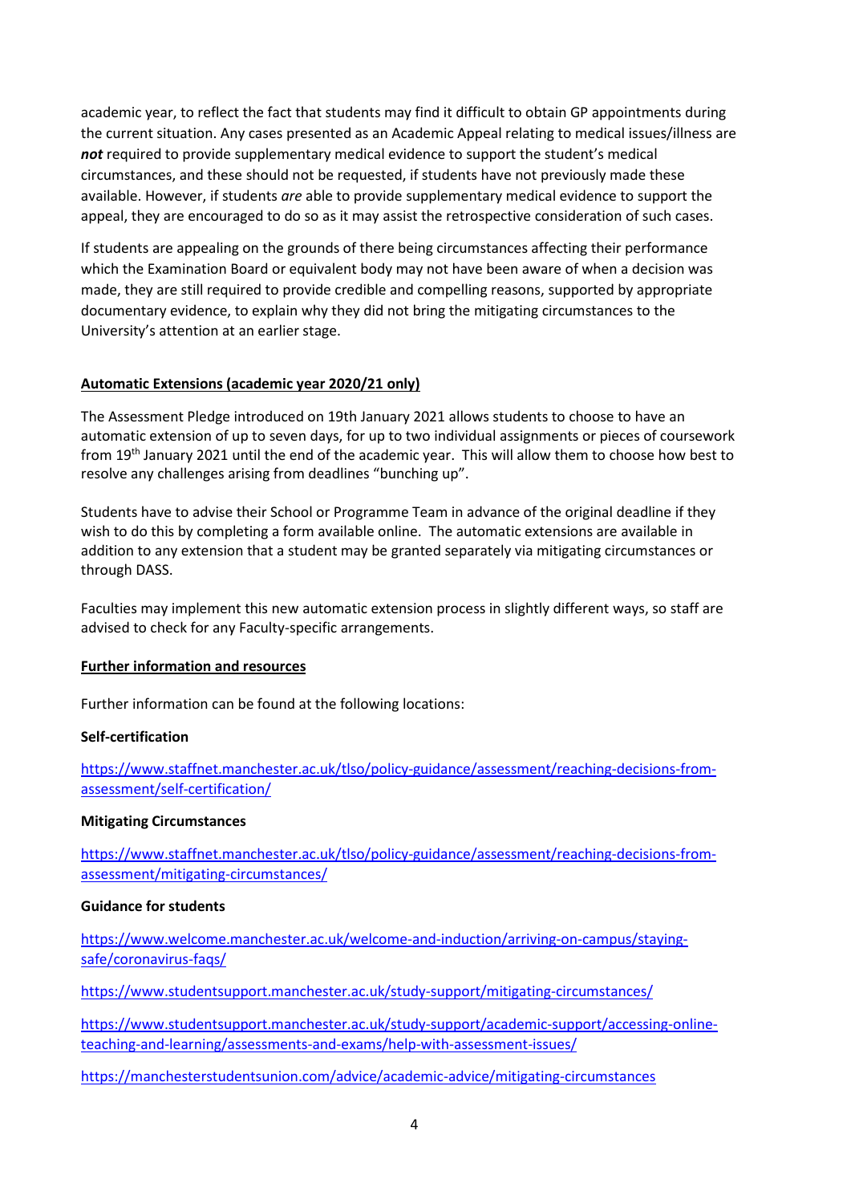academic year, to reflect the fact that students may find it difficult to obtain GP appointments during the current situation. Any cases presented as an Academic Appeal relating to medical issues/illness are ***not*** required to provide supplementary medical evidence to support the student's medical circumstances, and these should not be requested, if students have not previously made these available. However, if students *are* able to provide supplementary medical evidence to support the appeal, they are encouraged to do so as it may assist the retrospective consideration of such cases.

If students are appealing on the grounds of there being circumstances affecting their performance which the Examination Board or equivalent body may not have been aware of when a decision was made, they are still required to provide credible and compelling reasons, supported by appropriate documentary evidence, to explain why they did not bring the mitigating circumstances to the University's attention at an earlier stage.

**Automatic Extensions (academic year 2020/21 only)**

The Assessment Pledge introduced on 19th January 2021 allows students to choose to have an automatic extension of up to seven days, for up to two individual assignments or pieces of coursework from 19th January 2021 until the end of the academic year. This will allow them to choose how best to resolve any challenges arising from deadlines "bunching up".

Students have to advise their School or Programme Team in advance of the original deadline if they wish to do this by completing a form available online. The automatic extensions are available in addition to any extension that a student may be granted separately via mitigating circumstances or through DASS.

Faculties may implement this new automatic extension process in slightly different ways, so staff are advised to check for any Faculty-specific arrangements.

**Further information and resources**

Further information can be found at the following locations:

**Self-certification**

https://www.staffnet.manchester.ac.uk/tlso/policy-guidance/assessment/reaching-decisions-from-assessment/self-certification/

**Mitigating Circumstances**

https://www.staffnet.manchester.ac.uk/tlso/policy-guidance/assessment/reaching-decisions-from-assessment/mitigating-circumstances/

**Guidance for students**

https://www.welcome.manchester.ac.uk/welcome-and-induction/arriving-on-campus/staying-safe/coronavirus-faqs/

https://www.studentsupport.manchester.ac.uk/study-support/mitigating-circumstances/

https://www.studentsupport.manchester.ac.uk/study-support/academic-support/accessing-online-teaching-and-learning/assessments-and-exams/help-with-assessment-issues/

https://manchesterstudentsunion.com/advice/academic-advice/mitigating-circumstances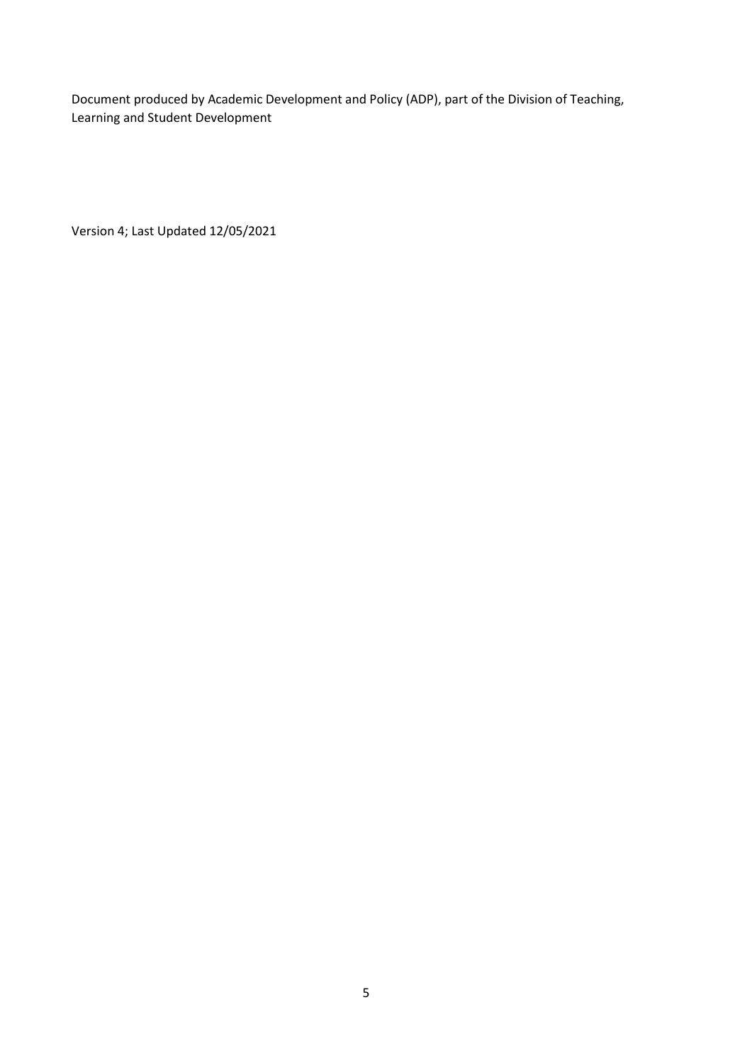Document produced by Academic Development and Policy (ADP), part of the Division of Teaching, Learning and Student Development

Version 4; Last Updated 12/05/2021